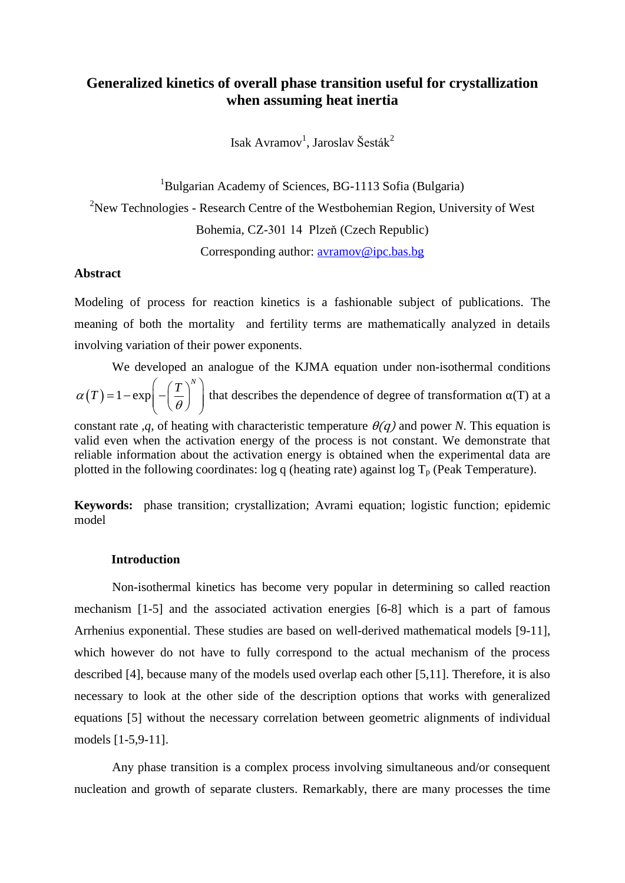# Generalized kinetics of overall phase transition useful for crystallization when assuming heat inertia

Isak Avramov[1], Jaroslav Šesták[2]

[1]Bulgarian Academy of Sciences, BG-1113 Sofia (Bulgaria)

[2]New Technologies - Research Centre of the Westbohemian Region, University of West Bohemia, CZ-301 14 Plzeň (Czech Republic)

Corresponding author: avramov@ipc.bas.bg

## Abstract

Modeling of process for reaction kinetics is a fashionable subject of publications. The meaning of both the mortality and fertility terms are mathematically analyzed in details involving variation of their power exponents.

We developed an analogue of the KJMA equation under non-isothermal conditions $\alpha(T) = 1 - \exp\left(-\left(\frac{T}{\theta}\right)^N\right)$ that describes the dependence of degree of transformation α(T) at a constant rate ,*q*, of heating with characteristic temperature $\theta(q)$ and power *N*. This equation is valid even when the activation energy of the process is not constant. We demonstrate that reliable information about the activation energy is obtained when the experimental data are plotted in the following coordinates: log q (heating rate) against log $T_p$ (Peak Temperature).

**Keywords:** phase transition; crystallization; Avrami equation; logistic function; epidemic model

## Introduction

Non-isothermal kinetics has become very popular in determining so called reaction mechanism [1-5] and the associated activation energies [6-8] which is a part of famous Arrhenius exponential. These studies are based on well-derived mathematical models [9-11], which however do not have to fully correspond to the actual mechanism of the process described [4], because many of the models used overlap each other [5,11]. Therefore, it is also necessary to look at the other side of the description options that works with generalized equations [5] without the necessary correlation between geometric alignments of individual models [1-5,9-11].

Any phase transition is a complex process involving simultaneous and/or consequent nucleation and growth of separate clusters. Remarkably, there are many processes the time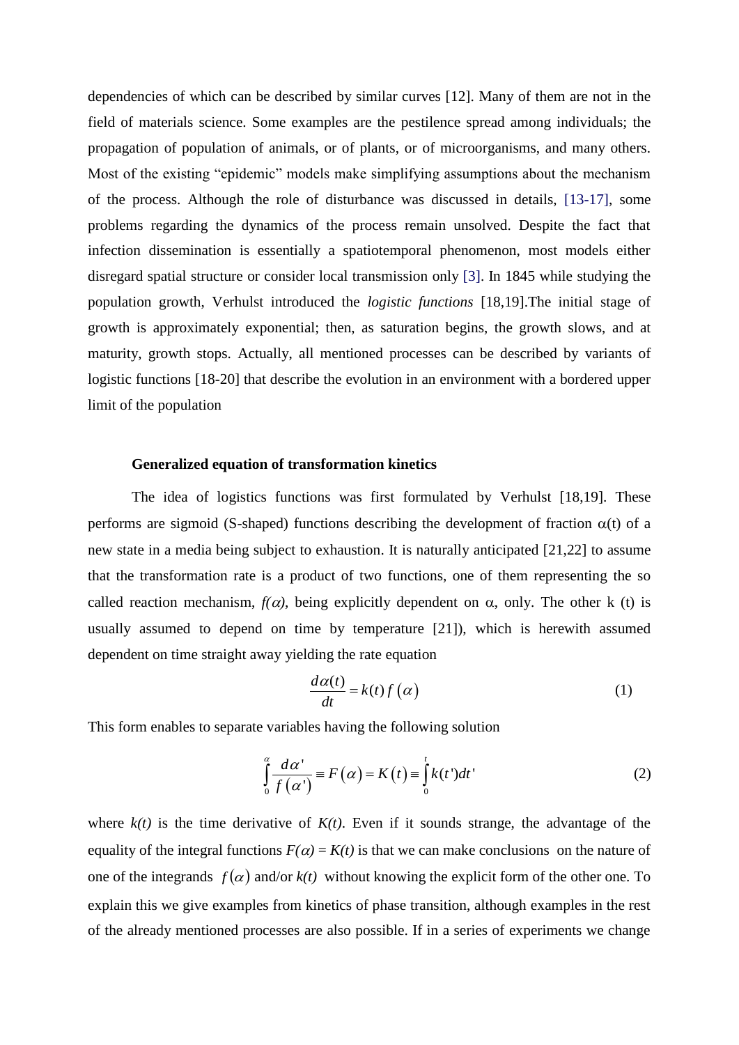dependencies of which can be described by similar curves [12]. Many of them are not in the field of materials science. Some examples are the pestilence spread among individuals; the propagation of population of animals, or of plants, or of microorganisms, and many others. Most of the existing "epidemic" models make simplifying assumptions about the mechanism of the process. Although the role of disturbance was discussed in details, [13-17], some problems regarding the dynamics of the process remain unsolved. Despite the fact that infection dissemination is essentially a spatiotemporal phenomenon, most models either disregard spatial structure or consider local transmission only [3]. In 1845 while studying the population growth, Verhulst introduced the *logistic functions* [18,19].The initial stage of growth is approximately exponential; then, as saturation begins, the growth slows, and at maturity, growth stops. Actually, all mentioned processes can be described by variants of logistic functions [18-20] that describe the evolution in an environment with a bordered upper limit of the population

### Generalized equation of transformation kinetics

The idea of logistics functions was first formulated by Verhulst [18,19]. These performs are sigmoid (S-shaped) functions describing the development of fraction $\alpha(t)$ of a new state in a media being subject to exhaustion. It is naturally anticipated [21,22] to assume that the transformation rate is a product of two functions, one of them representing the so called reaction mechanism, $f(\alpha)$, being explicitly dependent on $\alpha$, only. The other k (t) is usually assumed to depend on time by temperature [21]), which is herewith assumed dependent on time straight away yielding the rate equation

$$\frac{d\alpha(t)}{dt} = k(t)\, f(\alpha) \tag{1}$$

This form enables to separate variables having the following solution

$$\int_0^{\alpha} \frac{d\alpha'}{f(\alpha')} \equiv F(\alpha) = K(t) \equiv \int_0^{t} k(t')dt' \tag{2}$$

where $k(t)$ is the time derivative of $K(t)$. Even if it sounds strange, the advantage of the equality of the integral functions $F(\alpha) = K(t)$ is that we can make conclusions on the nature of one of the integrands $f(\alpha)$ and/or $k(t)$ without knowing the explicit form of the other one. To explain this we give examples from kinetics of phase transition, although examples in the rest of the already mentioned processes are also possible. If in a series of experiments we change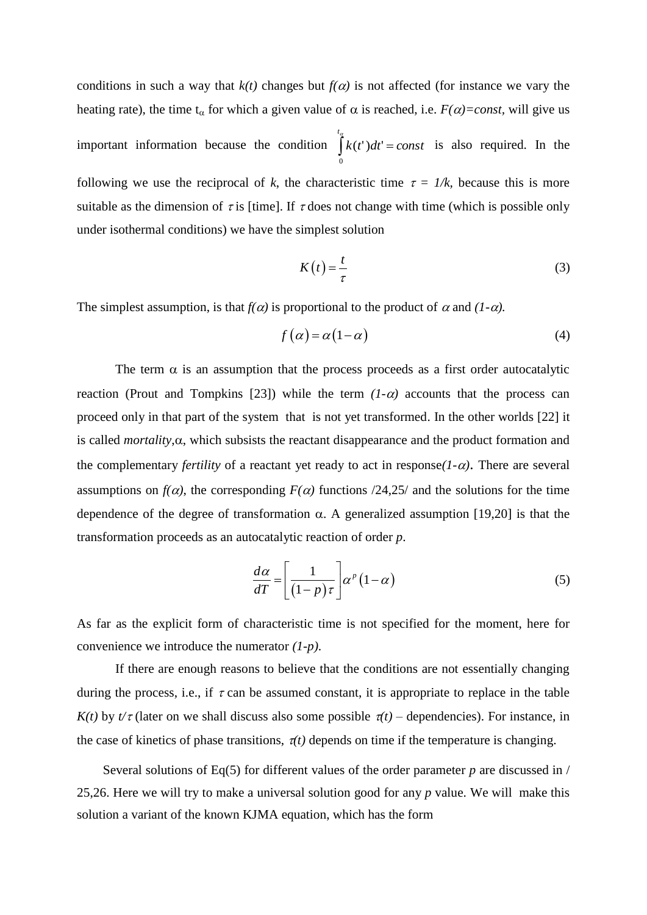conditions in such a way that $k(t)$ changes but $f(\alpha)$ is not affected (for instance we vary the heating rate), the time $t_\alpha$ for which a given value of $\alpha$ is reached, i.e. $F(\alpha)=const$, will give us important information because the condition $\int_0^{t_\alpha} k(t')dt' = const$ is also required. In the following we use the reciprocal of $k$, the characteristic time $\tau = 1/k$, because this is more suitable as the dimension of $\tau$ is [time]. If $\tau$ does not change with time (which is possible only under isothermal conditions) we have the simplest solution

$$K(t) = \frac{t}{\tau} \tag{3}$$

The simplest assumption, is that $f(\alpha)$ is proportional to the product of $\alpha$ and $(1-\alpha)$.

$$f(\alpha) = \alpha(1-\alpha) \tag{4}$$

The term $\alpha$ is an assumption that the process proceeds as a first order autocatalytic reaction (Prout and Tompkins [23]) while the term $(1-\alpha)$ accounts that the process can proceed only in that part of the system that is not yet transformed. In the other worlds [22] it is called *mortality*,$\alpha$, which subsists the reactant disappearance and the product formation and the complementary *fertility* of a reactant yet ready to act in response$(1-\alpha)$. There are several assumptions on $f(\alpha)$, the corresponding $F(\alpha)$ functions /24,25/ and the solutions for the time dependence of the degree of transformation $\alpha$. A generalized assumption [19,20] is that the transformation proceeds as an autocatalytic reaction of order $p$.

$$\frac{d\alpha}{dT} = \left[\frac{1}{(1-p)\tau}\right]\alpha^p(1-\alpha) \tag{5}$$

As far as the explicit form of characteristic time is not specified for the moment, here for convenience we introduce the numerator $(1-p)$.

If there are enough reasons to believe that the conditions are not essentially changing during the process, i.e., if $\tau$ can be assumed constant, it is appropriate to replace in the table $K(t)$ by $t/\tau$ (later on we shall discuss also some possible $\tau(t)$ – dependencies). For instance, in the case of kinetics of phase transitions, $\tau(t)$ depends on time if the temperature is changing.

Several solutions of Eq(5) for different values of the order parameter $p$ are discussed in / 25,26. Here we will try to make a universal solution good for any $p$ value. We will make this solution a variant of the known KJMA equation, which has the form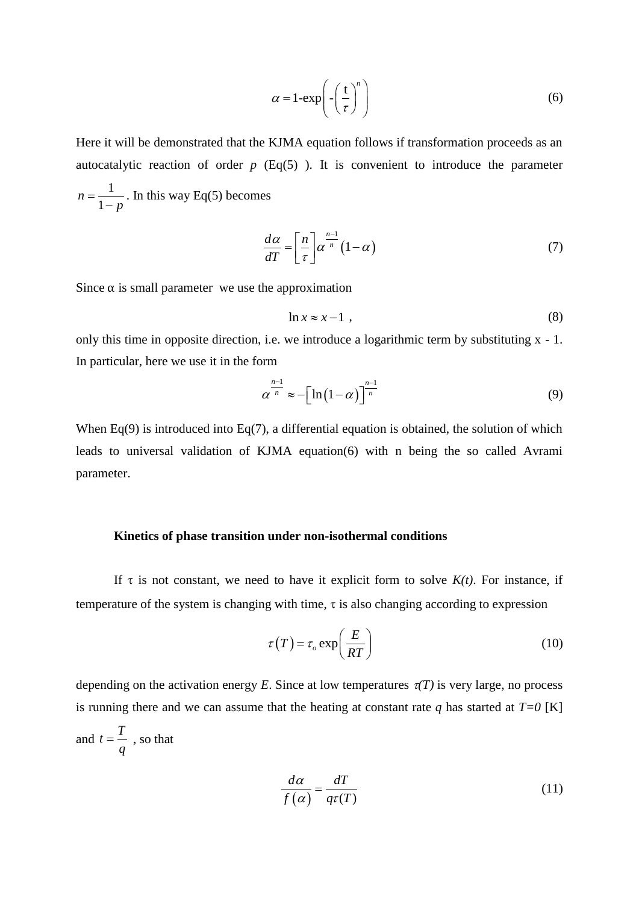$$\alpha = 1\text{-}\exp\left( -\left( \frac{t}{\tau} \right)^{n} \right) \tag{6}$$

Here it will be demonstrated that the KJMA equation follows if transformation proceeds as an autocatalytic reaction of order *p* (Eq(5) ). It is convenient to introduce the parameter $n = \frac{1}{1-p}$. In this way Eq(5) becomes

$$\frac{d\alpha}{dT} = \left[ \frac{n}{\tau} \right] \alpha^{\frac{n-1}{n}} \left( 1-\alpha \right) \tag{7}$$

Since α is small parameter we use the approximation

$$\ln x \approx x - 1 \ , \tag{8}$$

only this time in opposite direction, i.e. we introduce a logarithmic term by substituting x - 1. In particular, here we use it in the form

$$\alpha^{\frac{n-1}{n}} \approx -\left[ \ln\left( 1-\alpha \right) \right]^{\frac{n-1}{n}} \tag{9}$$

When Eq(9) is introduced into Eq(7), a differential equation is obtained, the solution of which leads to universal validation of KJMA equation(6) with n being the so called Avrami parameter.

### Kinetics of phase transition under non-isothermal conditions

If τ is not constant, we need to have it explicit form to solve *K(t)*. For instance, if temperature of the system is changing with time, τ is also changing according to expression

$$\tau\left( T \right) = \tau_o \exp\left( \frac{E}{RT} \right) \tag{10}$$

depending on the activation energy *E*. Since at low temperatures *τ(T)* is very large, no process is running there and we can assume that the heating at constant rate *q* has started at $T=0$ [K] and $t = \frac{T}{q}$ , so that

$$\frac{d\alpha}{f\left( \alpha \right)} = \frac{dT}{q\tau(T)} \tag{11}$$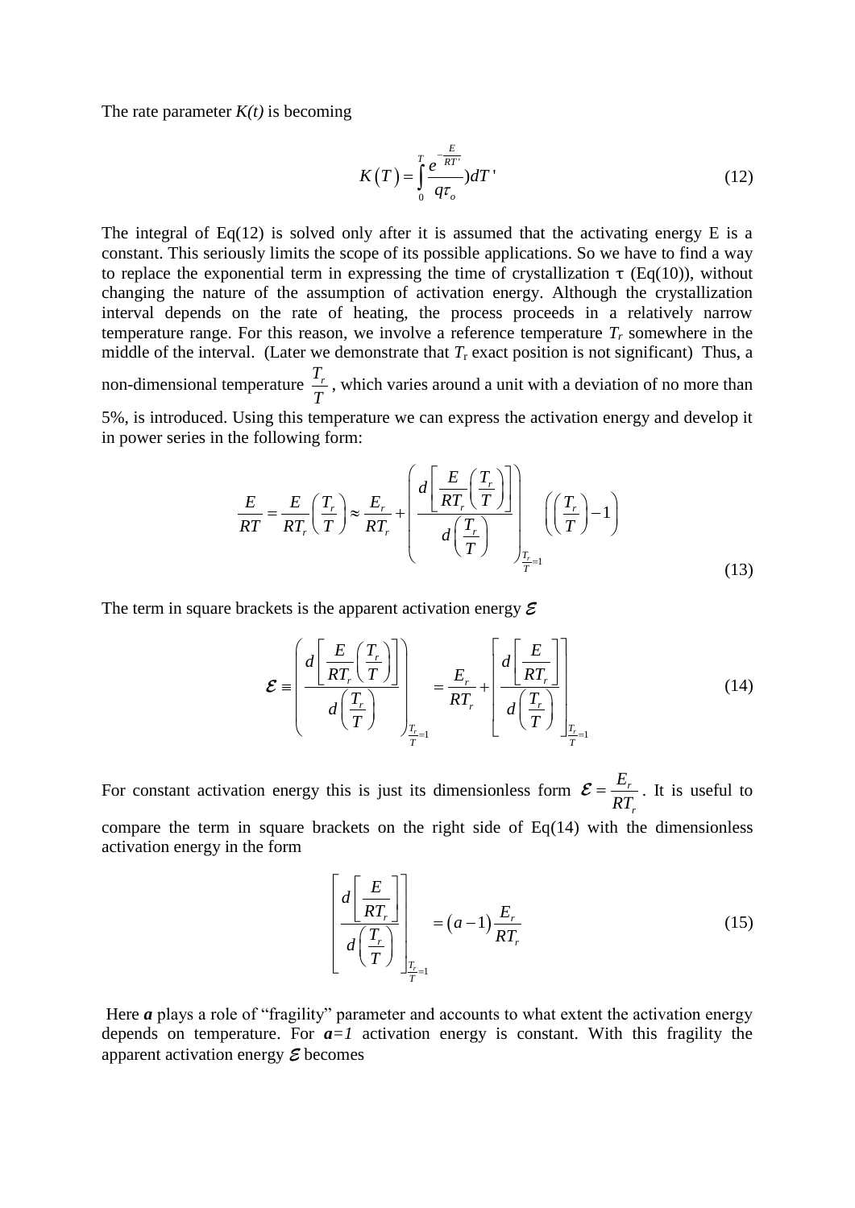The rate parameter $K(t)$ is becoming

$$K\left(T\right)=\int_{0}^{T}\frac{e^{-\frac{E}{RT'}}}{q\tau_{o}})dT' \tag{12}$$

The integral of Eq(12) is solved only after it is assumed that the activating energy E is a constant. This seriously limits the scope of its possible applications. So we have to find a way to replace the exponential term in expressing the time of crystallization τ (Eq(10)), without changing the nature of the assumption of activation energy. Although the crystallization interval depends on the rate of heating, the process proceeds in a relatively narrow temperature range. For this reason, we involve a reference temperature $T_r$ somewhere in the middle of the interval. (Later we demonstrate that $T_r$ exact position is not significant) Thus, a non-dimensional temperature $\frac{T_r}{T}$, which varies around a unit with a deviation of no more than 5%, is introduced. Using this temperature we can express the activation energy and develop it in power series in the following form:

$$\frac{E}{RT}=\frac{E}{RT_r}\left(\frac{T_r}{T}\right)\approx\frac{E_r}{RT_r}+\left(\frac{d\left[\frac{E}{RT_r}\left(\frac{T_r}{T}\right)\right]}{d\left(\frac{T_r}{T}\right)}\right)_{\frac{T_r}{T}=1}\left(\left(\frac{T_r}{T}\right)-1\right) \tag{13}$$

The term in square brackets is the apparent activation energy $\mathcal{E}$

$$\mathcal{E}\equiv\left(\frac{d\left[\frac{E}{RT_r}\left(\frac{T_r}{T}\right)\right]}{d\left(\frac{T_r}{T}\right)}\right)_{\frac{T_r}{T}=1}=\frac{E_r}{RT_r}+\left[\frac{d\left[\frac{E}{RT_r}\right]}{d\left(\frac{T_r}{T}\right)}\right]_{\frac{T_r}{T}=1} \tag{14}$$

For constant activation energy this is just its dimensionless form $\mathcal{E}=\frac{E_r}{RT_r}$. It is useful to compare the term in square brackets on the right side of Eq(14) with the dimensionless activation energy in the form

$$\left[\frac{d\left[\frac{E}{RT_r}\right]}{d\left(\frac{T_r}{T}\right)}\right]_{\frac{T_r}{T}=1}=\left(a-1\right)\frac{E_r}{RT_r} \tag{15}$$

Here ***a*** plays a role of "fragility" parameter and accounts to what extent the activation energy depends on temperature. For ***a****=1* activation energy is constant. With this fragility the apparent activation energy $\mathcal{E}$ becomes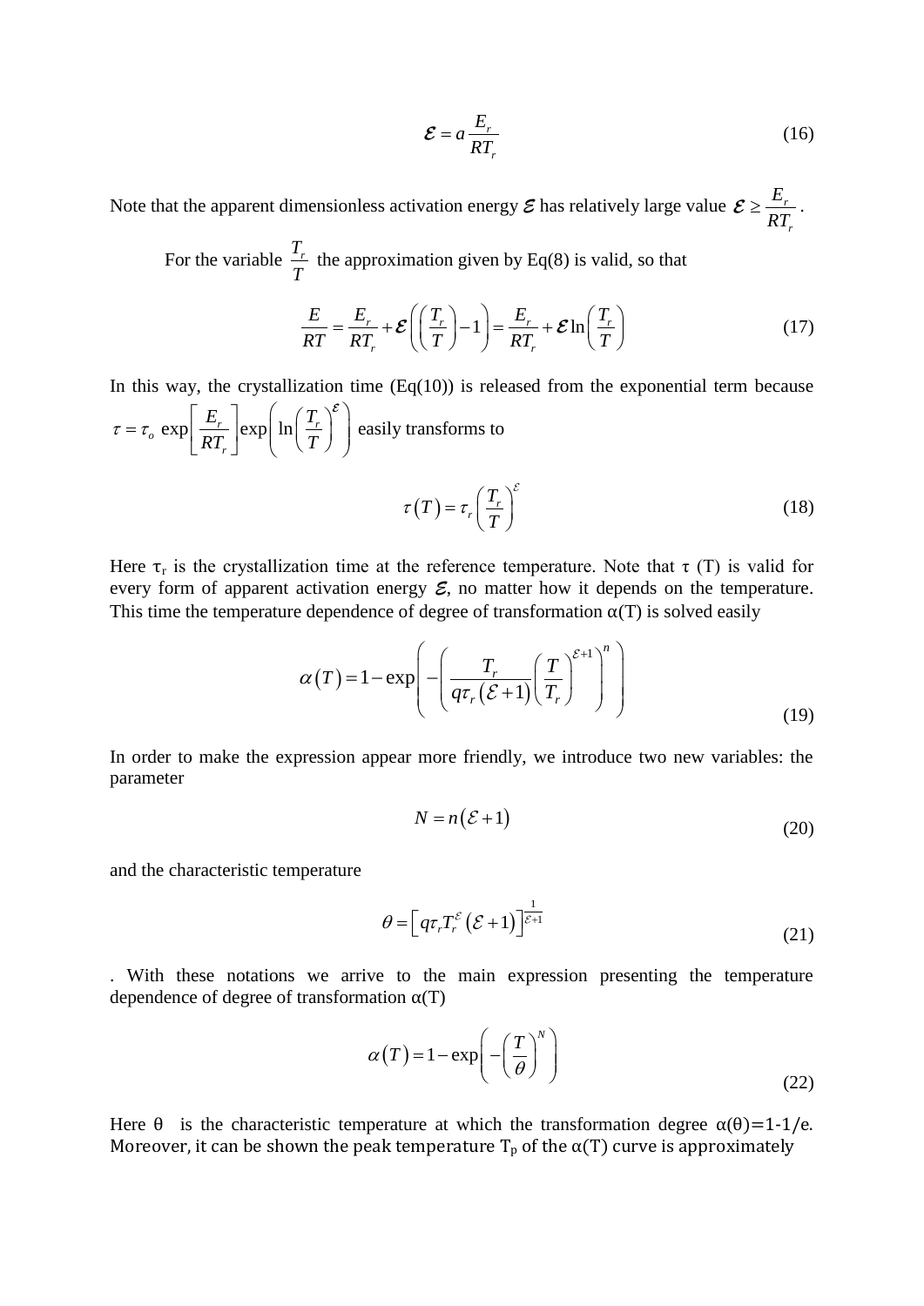$$\mathcal{E} = a\frac{E_r}{RT_r} \tag{16}$$

Note that the apparent dimensionless activation energy $\mathcal{E}$ has relatively large value $\mathcal{E} \geq \frac{E_r}{RT_r}$.

For the variable $\frac{T_r}{T}$ the approximation given by Eq(8) is valid, so that

$$\frac{E}{RT} = \frac{E_r}{RT_r} + \mathcal{E}\left(\left(\frac{T_r}{T}\right) - 1\right) = \frac{E_r}{RT_r} + \mathcal{E}\ln\left(\frac{T_r}{T}\right) \tag{17}$$

In this way, the crystallization time (Eq(10)) is released from the exponential term because $\tau = \tau_o \exp\left[\frac{E_r}{RT_r}\right]\exp\left(\ln\left(\frac{T_r}{T}\right)^{\mathcal{E}}\right)$ easily transforms to

$$\tau(T) = \tau_r\left(\frac{T_r}{T}\right)^{\mathcal{E}} \tag{18}$$

Here $\tau_r$ is the crystallization time at the reference temperature. Note that $\tau$ (T) is valid for every form of apparent activation energy $\mathcal{E}$, no matter how it depends on the temperature. This time the temperature dependence of degree of transformation $\alpha(T)$ is solved easily

$$\alpha(T) = 1 - \exp\left(-\left(\frac{T_r}{q\tau_r(\mathcal{E}+1)}\left(\frac{T}{T_r}\right)^{\mathcal{E}+1}\right)^n\right) \tag{19}$$

In order to make the expression appear more friendly, we introduce two new variables: the parameter

$$N = n(\mathcal{E}+1) \tag{20}$$

and the characteristic temperature

$$\theta = \left[q\tau_r T_r^{\mathcal{E}}(\mathcal{E}+1)\right]^{\frac{1}{\mathcal{E}+1}} \tag{21}$$

. With these notations we arrive to the main expression presenting the temperature dependence of degree of transformation $\alpha(T)$

$$\alpha(T) = 1 - \exp\left(-\left(\frac{T}{\theta}\right)^N\right) \tag{22}$$

Here $\theta$ is the characteristic temperature at which the transformation degree $\alpha(\theta)=1-1/e$. Moreover, it can be shown the peak temperature $T_p$ of the $\alpha(T)$ curve is approximately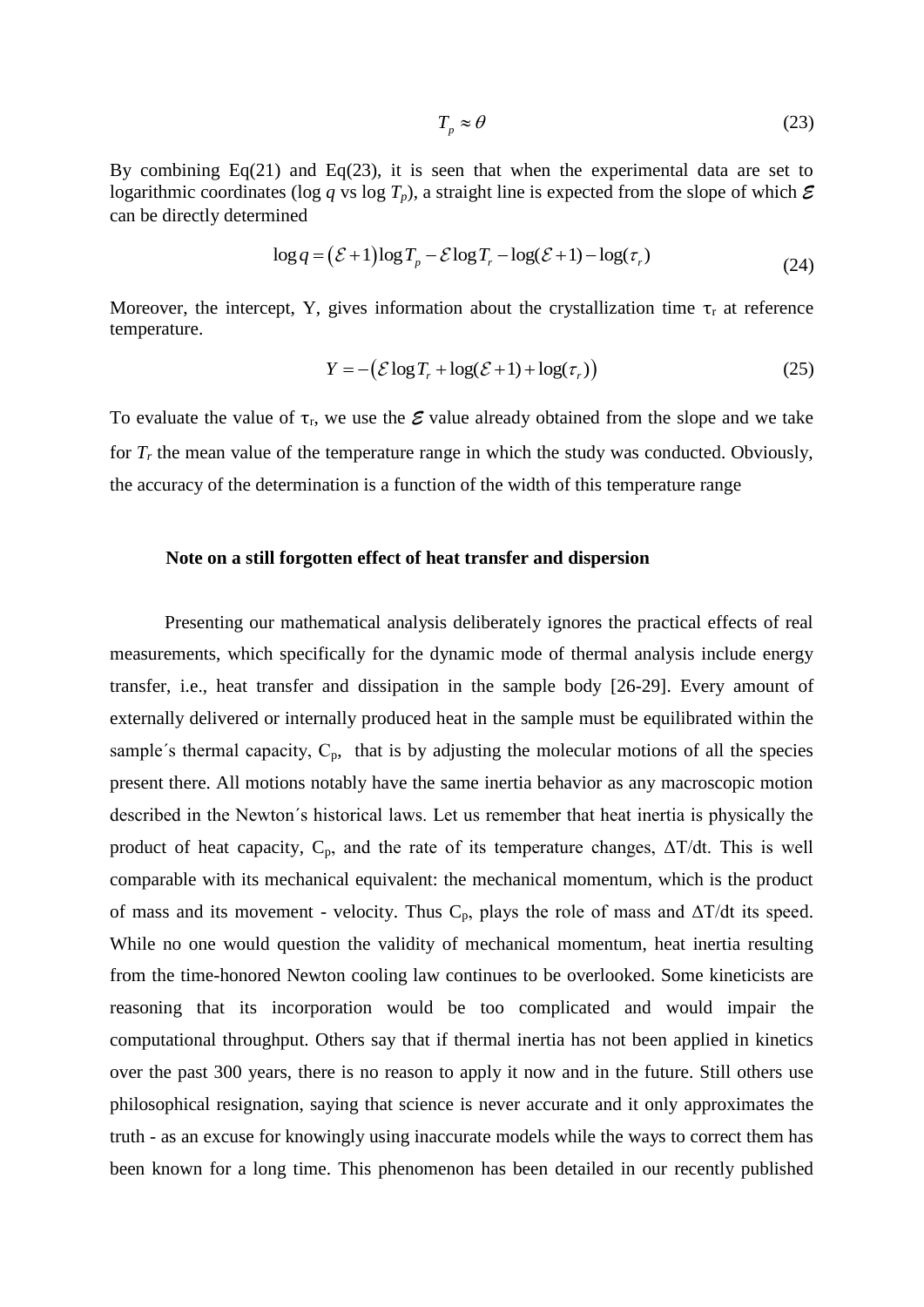$$T_p \approx \theta \tag{23}$$

By combining Eq(21) and Eq(23), it is seen that when the experimental data are set to logarithmic coordinates (log $q$ vs log $T_p$), a straight line is expected from the slope of which $\mathcal{E}$ can be directly determined

$$\log q = (\mathcal{E}+1)\log T_p - \mathcal{E}\log T_r - \log(\mathcal{E}+1) - \log(\tau_r) \tag{24}$$

Moreover, the intercept, Y, gives information about the crystallization time $\tau_r$ at reference temperature.

$$Y = -\left(\mathcal{E}\log T_r + \log(\mathcal{E}+1) + \log(\tau_r)\right) \tag{25}$$

To evaluate the value of $\tau_r$, we use the $\mathcal{E}$ value already obtained from the slope and we take for $T_r$ the mean value of the temperature range in which the study was conducted. Obviously, the accuracy of the determination is a function of the width of this temperature range

**Note on a still forgotten effect of heat transfer and dispersion**

Presenting our mathematical analysis deliberately ignores the practical effects of real measurements, which specifically for the dynamic mode of thermal analysis include energy transfer, i.e., heat transfer and dissipation in the sample body [26-29]. Every amount of externally delivered or internally produced heat in the sample must be equilibrated within the sample´s thermal capacity, $C_p$, that is by adjusting the molecular motions of all the species present there. All motions notably have the same inertia behavior as any macroscopic motion described in the Newton´s historical laws. Let us remember that heat inertia is physically the product of heat capacity, $C_p$, and the rate of its temperature changes, $\Delta T/dt$. This is well comparable with its mechanical equivalent: the mechanical momentum, which is the product of mass and its movement - velocity. Thus $C_p$, plays the role of mass and $\Delta T/dt$ its speed. While no one would question the validity of mechanical momentum, heat inertia resulting from the time-honored Newton cooling law continues to be overlooked. Some kineticists are reasoning that its incorporation would be too complicated and would impair the computational throughput. Others say that if thermal inertia has not been applied in kinetics over the past 300 years, there is no reason to apply it now and in the future. Still others use philosophical resignation, saying that science is never accurate and it only approximates the truth - as an excuse for knowingly using inaccurate models while the ways to correct them has been known for a long time. This phenomenon has been detailed in our recently published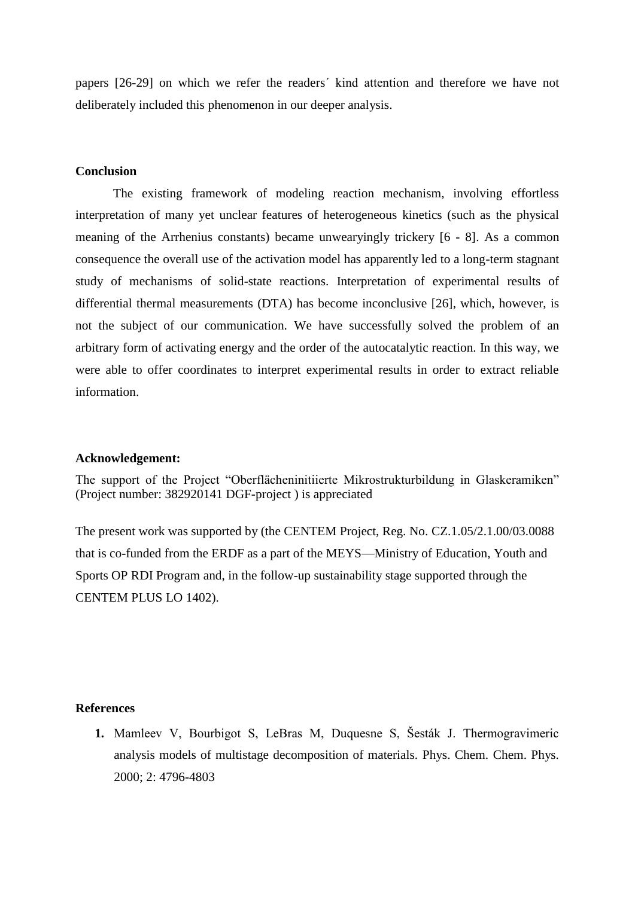papers [26-29] on which we refer the readers´ kind attention and therefore we have not deliberately included this phenomenon in our deeper analysis.

## Conclusion

The existing framework of modeling reaction mechanism, involving effortless interpretation of many yet unclear features of heterogeneous kinetics (such as the physical meaning of the Arrhenius constants) became unwearyingly trickery [6 - 8]. As a common consequence the overall use of the activation model has apparently led to a long-term stagnant study of mechanisms of solid-state reactions. Interpretation of experimental results of differential thermal measurements (DTA) has become inconclusive [26], which, however, is not the subject of our communication. We have successfully solved the problem of an arbitrary form of activating energy and the order of the autocatalytic reaction. In this way, we were able to offer coordinates to interpret experimental results in order to extract reliable information.

## Acknowledgement:

The support of the Project "Oberflächeninitiierte Mikrostrukturbildung in Glaskeramiken" (Project number: 382920141 DGF-project ) is appreciated

The present work was supported by (the CENTEM Project, Reg. No. CZ.1.05/2.1.00/03.0088 that is co-funded from the ERDF as a part of the MEYS—Ministry of Education, Youth and Sports OP RDI Program and, in the follow-up sustainability stage supported through the CENTEM PLUS LO 1402).

## References

1. Mamleev V, Bourbigot S, LeBras M, Duquesne S, Šesták J. Thermogravimeric analysis models of multistage decomposition of materials. Phys. Chem. Chem. Phys. 2000; 2: 4796-4803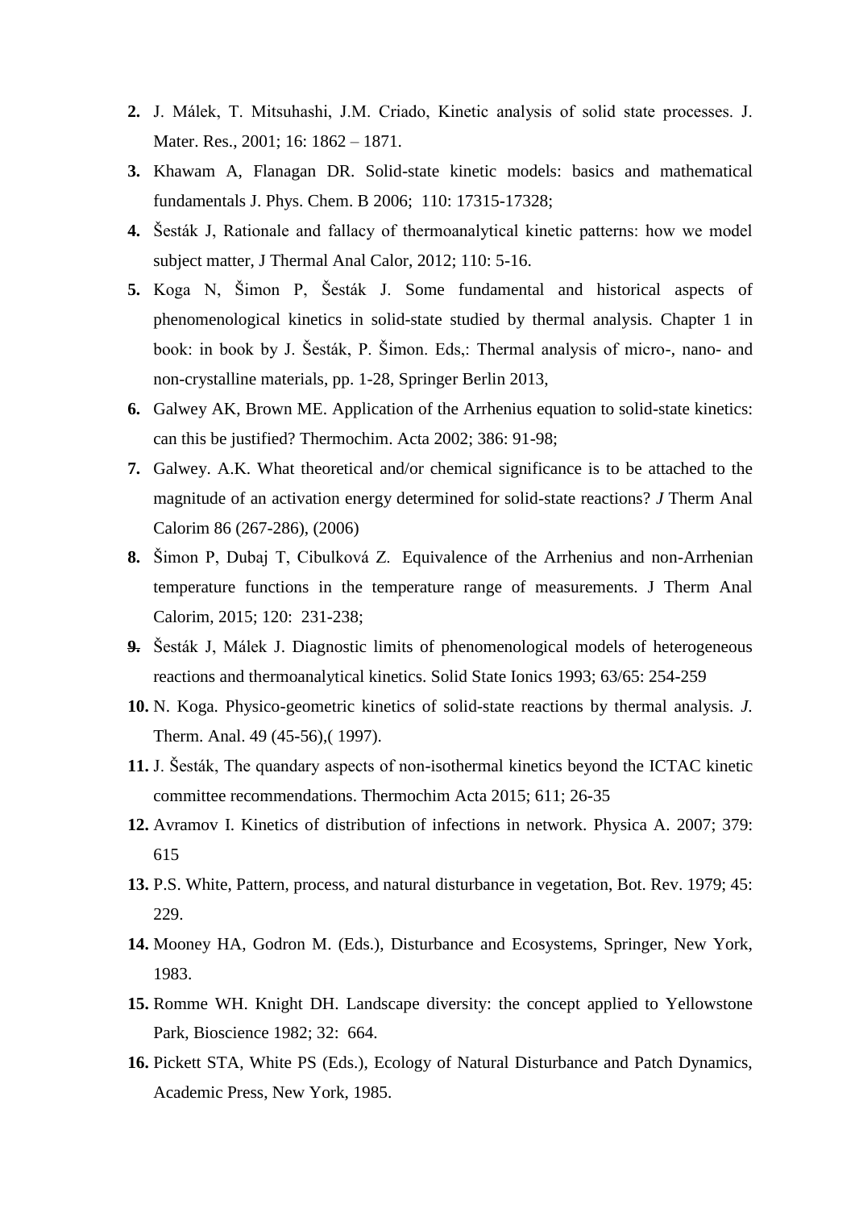2. J. Málek, T. Mitsuhashi, J.M. Criado, Kinetic analysis of solid state processes. J. Mater. Res., 2001; 16: 1862 – 1871.
3. Khawam A, Flanagan DR. Solid-state kinetic models: basics and mathematical fundamentals J. Phys. Chem. B 2006; 110: 17315-17328;
4. Šesták J, Rationale and fallacy of thermoanalytical kinetic patterns: how we model subject matter, J Thermal Anal Calor, 2012; 110: 5-16.
5. Koga N, Šimon P, Šesták J. Some fundamental and historical aspects of phenomenological kinetics in solid-state studied by thermal analysis. Chapter 1 in book: in book by J. Šesták, P. Šimon. Eds,: Thermal analysis of micro-, nano- and non-crystalline materials, pp. 1-28, Springer Berlin 2013,
6. Galwey AK, Brown ME. Application of the Arrhenius equation to solid-state kinetics: can this be justified? Thermochim. Acta 2002; 386: 91-98;
7. Galwey. A.K. What theoretical and/or chemical significance is to be attached to the magnitude of an activation energy determined for solid-state reactions? *J* Therm Anal Calorim 86 (267-286), (2006)
8. Šimon P, Dubaj T, Cibulková Z. Equivalence of the Arrhenius and non-Arrhenian temperature functions in the temperature range of measurements. J Therm Anal Calorim, 2015; 120: 231-238;
9. Šesták J, Málek J. Diagnostic limits of phenomenological models of heterogeneous reactions and thermoanalytical kinetics. Solid State Ionics 1993; 63/65: 254-259
10. N. Koga. Physico-geometric kinetics of solid-state reactions by thermal analysis. *J.* Therm. Anal. 49 (45-56),( 1997).
11. J. Šesták, The quandary aspects of non-isothermal kinetics beyond the ICTAC kinetic committee recommendations. Thermochim Acta 2015; 611; 26-35
12. Avramov I. Kinetics of distribution of infections in network. Physica A. 2007; 379: 615
13. P.S. White, Pattern, process, and natural disturbance in vegetation, Bot. Rev. 1979; 45: 229.
14. Mooney HA, Godron M. (Eds.), Disturbance and Ecosystems, Springer, New York, 1983.
15. Romme WH. Knight DH. Landscape diversity: the concept applied to Yellowstone Park, Bioscience 1982; 32: 664.
16. Pickett STA, White PS (Eds.), Ecology of Natural Disturbance and Patch Dynamics, Academic Press, New York, 1985.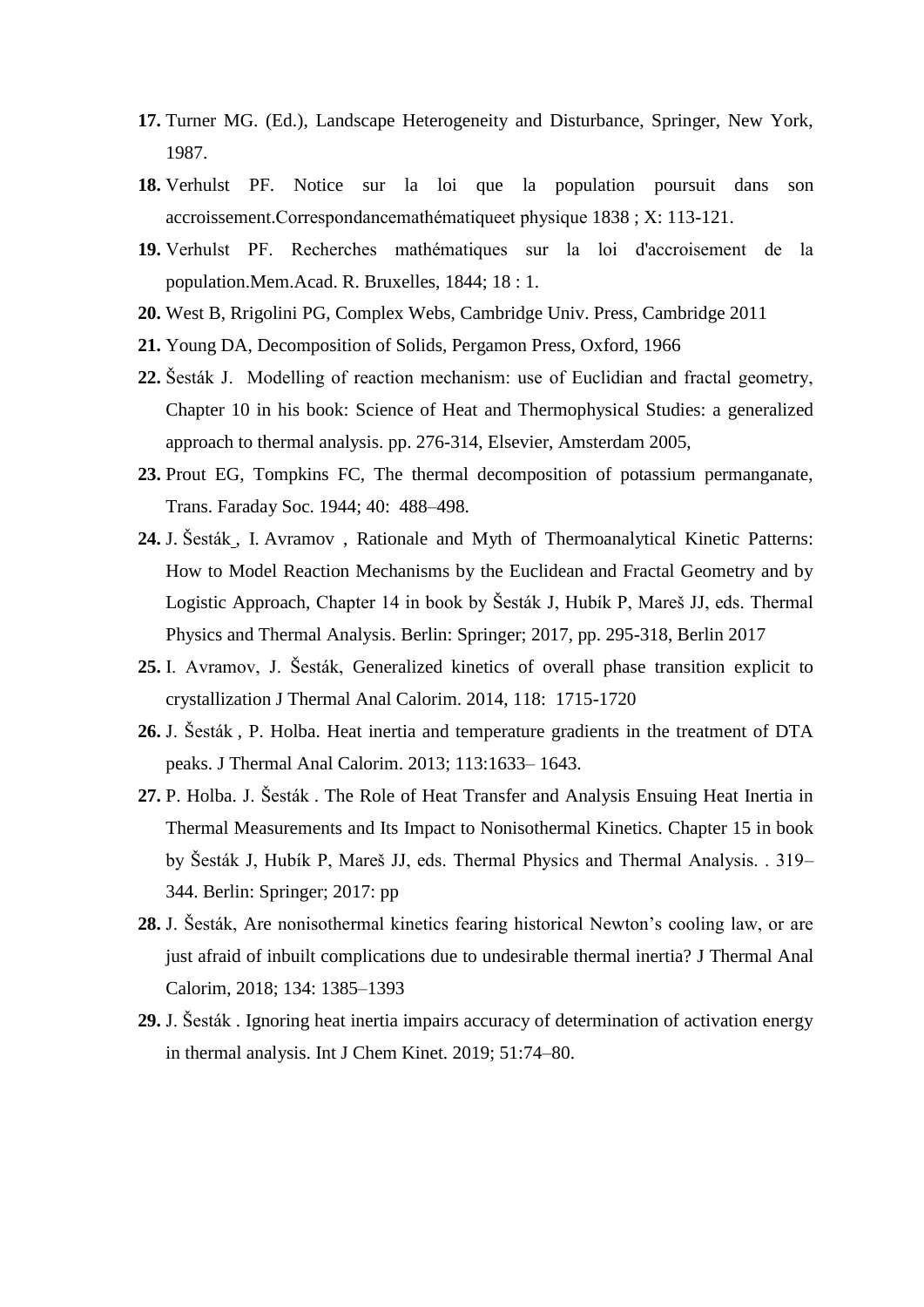17. Turner MG. (Ed.), Landscape Heterogeneity and Disturbance, Springer, New York, 1987.
18. Verhulst PF. Notice sur la loi que la population poursuit dans son accroissement.Correspondancemathématiqueet physique 1838 ; X: 113-121.
19. Verhulst PF. Recherches mathématiques sur la loi d'accroisement de la population.Mem.Acad. R. Bruxelles, 1844; 18 : 1.
20. West B, Rrigolini PG, Complex Webs, Cambridge Univ. Press, Cambridge 2011
21. Young DA, Decomposition of Solids, Pergamon Press, Oxford, 1966
22. Šesták J. Modelling of reaction mechanism: use of Euclidian and fractal geometry, Chapter 10 in his book: Science of Heat and Thermophysical Studies: a generalized approach to thermal analysis. pp. 276-314, Elsevier, Amsterdam 2005,
23. Prout EG, Tompkins FC, The thermal decomposition of potassium permanganate, Trans. Faraday Soc. 1944; 40: 488–498.
24. J. Šesták¸ I. Avramov , Rationale and Myth of Thermoanalytical Kinetic Patterns: How to Model Reaction Mechanisms by the Euclidean and Fractal Geometry and by Logistic Approach, Chapter 14 in book by Šesták J, Hubík P, Mareš JJ, eds. Thermal Physics and Thermal Analysis. Berlin: Springer; 2017, pp. 295-318, Berlin 2017
25. I. Avramov, J. Šesták, Generalized kinetics of overall phase transition explicit to crystallization J Thermal Anal Calorim. 2014, 118: 1715-1720
26. J. Šesták , P. Holba. Heat inertia and temperature gradients in the treatment of DTA peaks. J Thermal Anal Calorim. 2013; 113:1633– 1643.
27. P. Holba. J. Šesták . The Role of Heat Transfer and Analysis Ensuing Heat Inertia in Thermal Measurements and Its Impact to Nonisothermal Kinetics. Chapter 15 in book by Šesták J, Hubík P, Mareš JJ, eds. Thermal Physics and Thermal Analysis. . 319–344. Berlin: Springer; 2017: pp
28. J. Šesták, Are nonisothermal kinetics fearing historical Newton's cooling law, or are just afraid of inbuilt complications due to undesirable thermal inertia? J Thermal Anal Calorim, 2018; 134: 1385–1393
29. J. Šesták . Ignoring heat inertia impairs accuracy of determination of activation energy in thermal analysis. Int J Chem Kinet. 2019; 51:74–80.